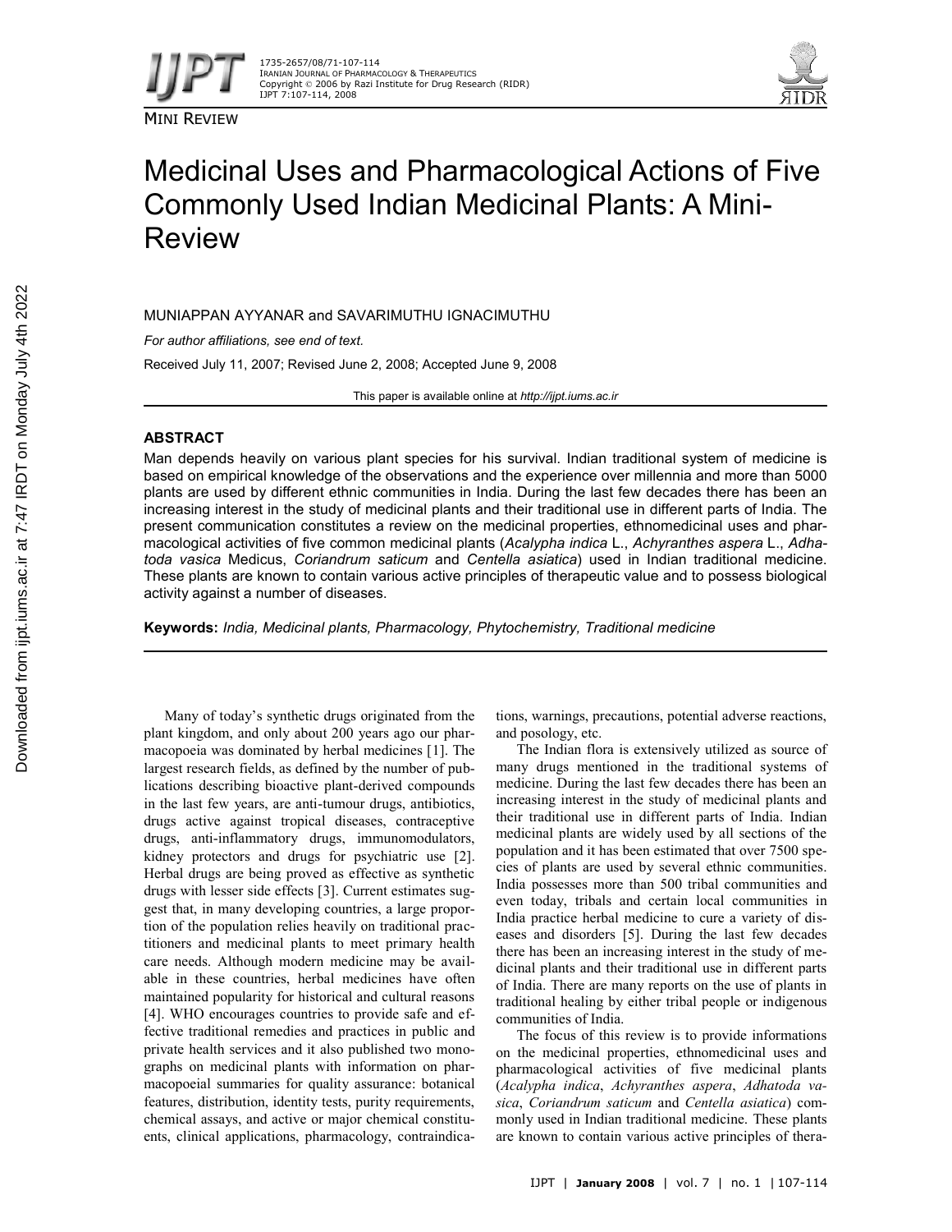MINI REVIEW

# Medicinal Uses and Pharmacological Actions of Five Commonly Used Indian Medicinal Plants: A Mini-Review

MUNIAPPAN AYYANAR and SAVARIMUTHU IGNACIMUTHU

*For author affiliations, see end of text.*

Received July 11, 2007; Revised June 2, 2008; Accepted June 9, 2008

This paper is available online at *http://ijpt.iums.ac.ir*

## ABSTRACT

Man depends heavily on various plant species for his survival. Indian traditional system of medicine is based on empirical knowledge of the observations and the experience over millennia and more than 5000 plants are used by different ethnic communities in India. During the last few decades there has been an increasing interest in the study of medicinal plants and their traditional use in different parts of India. The present communication constitutes a review on the medicinal properties, ethnomedicinal uses and pharmacological activities of five common medicinal plants (*Acalypha indica* L., *Achyranthes aspera* L., *Adhatoda vasica* Medicus, *Coriandrum saticum* and *Centella asiatica*) used in Indian traditional medicine. These plants are known to contain various active principles of therapeutic value and to possess biological activity against a number of diseases.

**Keywords:** *India, Medicinal plants, Pharmacology, Phytochemistry, Traditional medicine*

Many of today's synthetic drugs originated from the plant kingdom, and only about 200 years ago our pharmacopoeia was dominated by herbal medicines [1]. The largest research fields, as defined by the number of publications describing bioactive plant-derived compounds in the last few years, are anti-tumour drugs, antibiotics, drugs active against tropical diseases, contraceptive drugs, anti-inflammatory drugs, immunomodulators, kidney protectors and drugs for psychiatric use [2]. Herbal drugs are being proved as effective as synthetic drugs with lesser side effects [3]. Current estimates suggest that, in many developing countries, a large proportion of the population relies heavily on traditional practitioners and medicinal plants to meet primary health care needs. Although modern medicine may be available in these countries, herbal medicines have often maintained popularity for historical and cultural reasons [4]. WHO encourages countries to provide safe and effective traditional remedies and practices in public and private health services and it also published two monographs on medicinal plants with information on pharmacopoeial summaries for quality assurance: botanical features, distribution, identity tests, purity requirements, chemical assays, and active or major chemical constituents, clinical applications, pharmacology, contraindications, warnings, precautions, potential adverse reactions, and posology, etc.

The Indian flora is extensively utilized as source of many drugs mentioned in the traditional systems of medicine. During the last few decades there has been an increasing interest in the study of medicinal plants and their traditional use in different parts of India. Indian medicinal plants are widely used by all sections of the population and it has been estimated that over 7500 species of plants are used by several ethnic communities. India possesses more than 500 tribal communities and even today, tribals and certain local communities in India practice herbal medicine to cure a variety of diseases and disorders [5]. During the last few decades there has been an increasing interest in the study of medicinal plants and their traditional use in different parts of India. There are many reports on the use of plants in traditional healing by either tribal people or indigenous communities of India.

The focus of this review is to provide informations on the medicinal properties, ethnomedicinal uses and pharmacological activities of five medicinal plants (*Acalypha indica*, *Achyranthes aspera*, *Adhatoda vasica*, *Coriandrum saticum* and *Centella asiatica*) commonly used in Indian traditional medicine. These plants are known to contain various active principles of thera-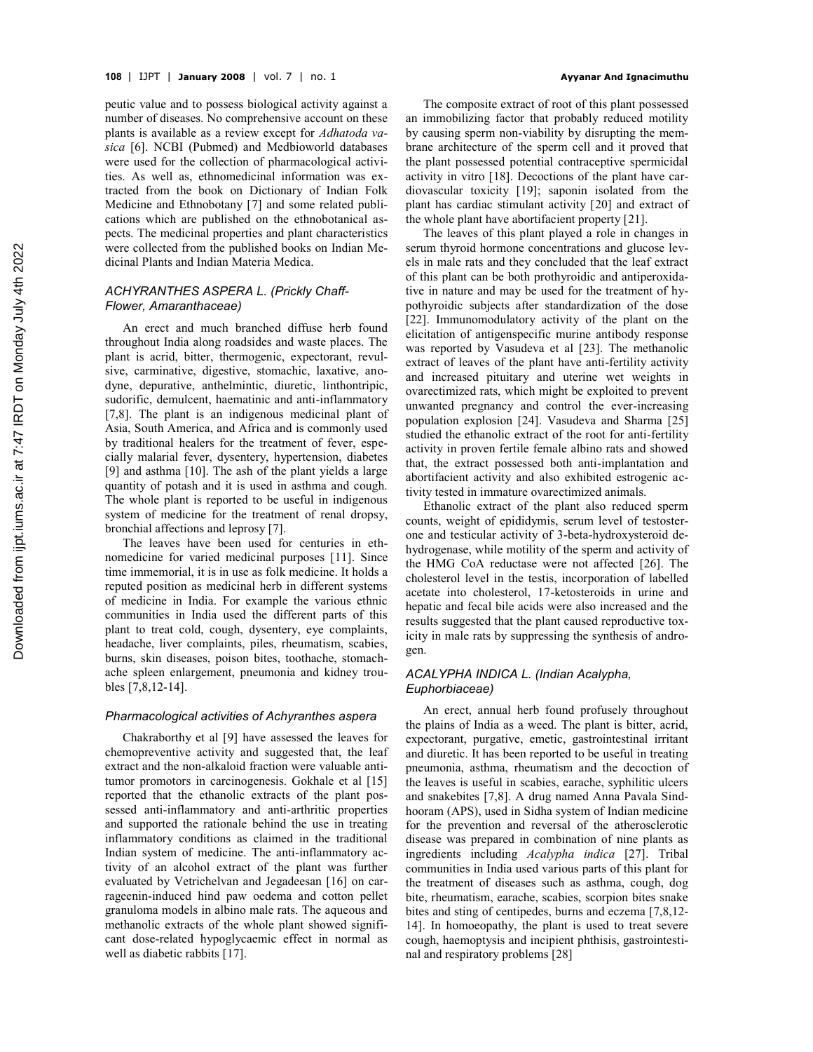peutic value and to possess biological activity against a number of diseases. No comprehensive account on these plants is available as a review except for *Adhatoda vasica* [6]. NCBI (Pubmed) and Medbioworld databases were used for the collection of pharmacological activities. As well as, ethnomedicinal information was extracted from the book on Dictionary of Indian Folk Medicine and Ethnobotany [7] and some related publications which are published on the ethnobotanical aspects. The medicinal properties and plant characteristics were collected from the published books on Indian Medicinal Plants and Indian Materia Medica.

### *ACHYRANTHES ASPERA L. (Prickly Chaff-Flower, Amaranthaceae)*

An erect and much branched diffuse herb found throughout India along roadsides and waste places. The plant is acrid, bitter, thermogenic, expectorant, revulsive, carminative, digestive, stomachic, laxative, anodyne, depurative, anthelmintic, diuretic, linthontripic, sudorific, demulcent, haematinic and anti-inflammatory [7,8]. The plant is an indigenous medicinal plant of Asia, South America, and Africa and is commonly used by traditional healers for the treatment of fever, especially malarial fever, dysentery, hypertension, diabetes [9] and asthma [10]. The ash of the plant yields a large quantity of potash and it is used in asthma and cough. The whole plant is reported to be useful in indigenous system of medicine for the treatment of renal dropsy, bronchial affections and leprosy [7].

The leaves have been used for centuries in ethnomedicine for varied medicinal purposes [11]. Since time immemorial, it is in use as folk medicine. It holds a reputed position as medicinal herb in different systems of medicine in India. For example the various ethnic communities in India used the different parts of this plant to treat cold, cough, dysentery, eye complaints, headache, liver complaints, piles, rheumatism, scabies, burns, skin diseases, poison bites, toothache, stomachache spleen enlargement, pneumonia and kidney troubles [7,8,12-14].

#### *Pharmacological activities of Achyranthes aspera*

Chakraborthy et al [9] have assessed the leaves for chemopreventive activity and suggested that, the leaf extract and the non-alkaloid fraction were valuable antitumor promotors in carcinogenesis. Gokhale et al [15] reported that the ethanolic extracts of the plant possessed anti-inflammatory and anti-arthritic properties and supported the rationale behind the use in treating inflammatory conditions as claimed in the traditional Indian system of medicine. The anti-inflammatory activity of an alcohol extract of the plant was further evaluated by Vetrichelvan and Jegadeesan [16] on carrageenin-induced hind paw oedema and cotton pellet granuloma models in albino male rats. The aqueous and methanolic extracts of the whole plant showed significant dose-related hypoglycaemic effect in normal as well as diabetic rabbits [17].

The composite extract of root of this plant possessed an immobilizing factor that probably reduced motility by causing sperm non-viability by disrupting the membrane architecture of the sperm cell and it proved that the plant possessed potential contraceptive spermicidal activity in vitro [18]. Decoctions of the plant have cardiovascular toxicity [19]; saponin isolated from the plant has cardiac stimulant activity [20] and extract of the whole plant have abortifacient property [21].

The leaves of this plant played a role in changes in serum thyroid hormone concentrations and glucose levels in male rats and they concluded that the leaf extract of this plant can be both prothyroidic and antiperoxidative in nature and may be used for the treatment of hypothyroidic subjects after standardization of the dose [22]. Immunomodulatory activity of the plant on the elicitation of antigenspecific murine antibody response was reported by Vasudeva et al [23]. The methanolic extract of leaves of the plant have anti-fertility activity and increased pituitary and uterine wet weights in ovarectimized rats, which might be exploited to prevent unwanted pregnancy and control the ever-increasing population explosion [24]. Vasudeva and Sharma [25] studied the ethanolic extract of the root for anti-fertility activity in proven fertile female albino rats and showed that, the extract possessed both anti-implantation and abortifacient activity and also exhibited estrogenic activity tested in immature ovarectimized animals.

Ethanolic extract of the plant also reduced sperm counts, weight of epididymis, serum level of testosterone and testicular activity of 3-beta-hydroxysteroid dehydrogenase, while motility of the sperm and activity of the HMG CoA reductase were not affected [26]. The cholesterol level in the testis, incorporation of labelled acetate into cholesterol, 17-ketosteroids in urine and hepatic and fecal bile acids were also increased and the results suggested that the plant caused reproductive toxicity in male rats by suppressing the synthesis of androgen.

### *ACALYPHA INDICA L. (Indian Acalypha, Euphorbiaceae)*

An erect, annual herb found profusely throughout the plains of India as a weed. The plant is bitter, acrid, expectorant, purgative, emetic, gastrointestinal irritant and diuretic. It has been reported to be useful in treating pneumonia, asthma, rheumatism and the decoction of the leaves is useful in scabies, earache, syphilitic ulcers and snakebites [7,8]. A drug named Anna Pavala Sindhooram (APS), used in Sidha system of Indian medicine for the prevention and reversal of the atherosclerotic disease was prepared in combination of nine plants as ingredients including *Acalypha indica* [27]. Tribal communities in India used various parts of this plant for the treatment of diseases such as asthma, cough, dog bite, rheumatism, earache, scabies, scorpion bites snake bites and sting of centipedes, burns and eczema [7,8,12-14]. In homoeopathy, the plant is used to treat severe cough, haemoptysis and incipient phthisis, gastrointestinal and respiratory problems [28]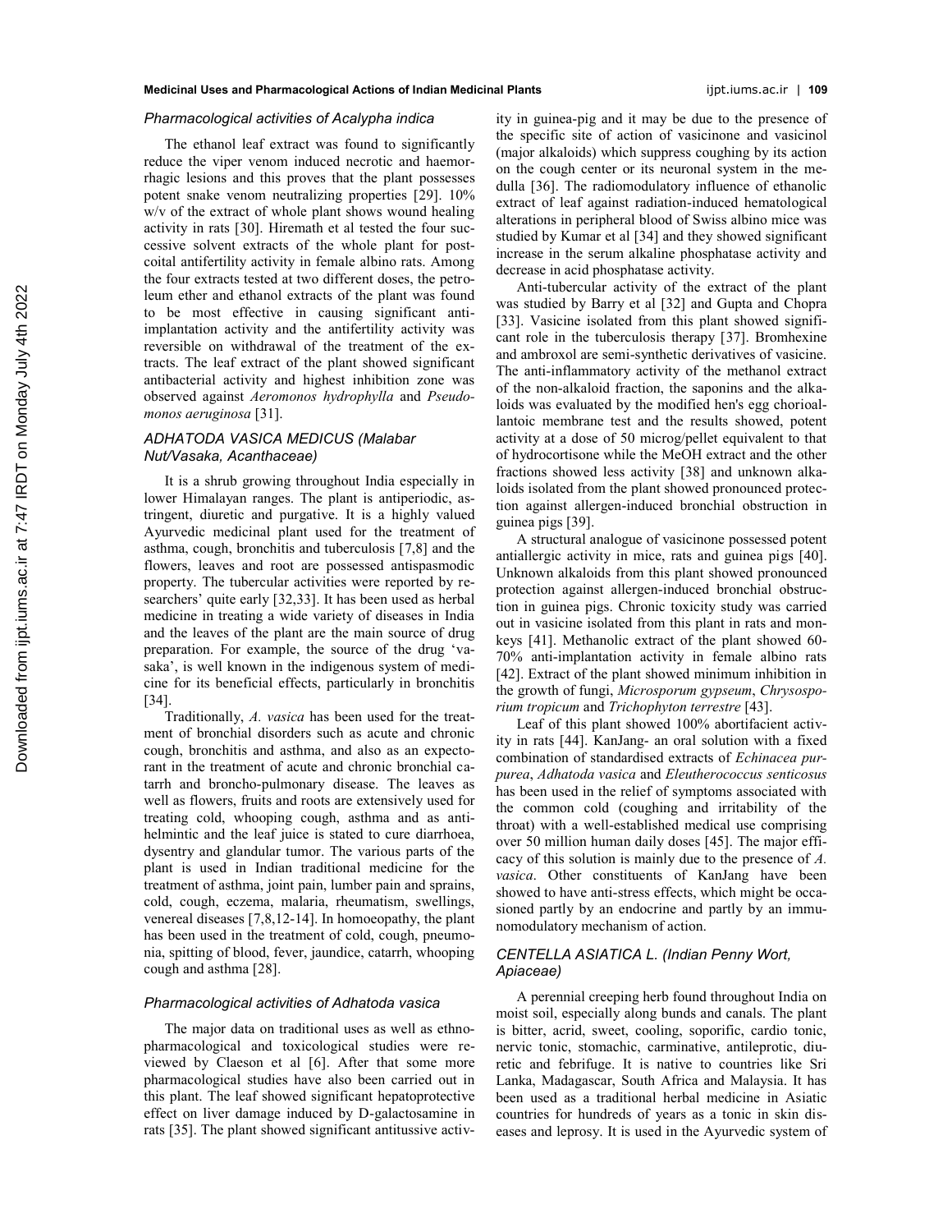### *Pharmacological activities of Acalypha indica*

The ethanol leaf extract was found to significantly reduce the viper venom induced necrotic and haemorrhagic lesions and this proves that the plant possesses potent snake venom neutralizing properties [29]. 10% w/v of the extract of whole plant shows wound healing activity in rats [30]. Hiremath et al tested the four successive solvent extracts of the whole plant for postcoital antifertility activity in female albino rats. Among the four extracts tested at two different doses, the petroleum ether and ethanol extracts of the plant was found to be most effective in causing significant anti-implantation activity and the antifertility activity was reversible on withdrawal of the treatment of the extracts. The leaf extract of the plant showed significant antibacterial activity and highest inhibition zone was observed against *Aeromonos hydrophylla* and *Pseudomonos aeruginosa* [31].

### *ADHATODA VASICA MEDICUS (Malabar Nut/Vasaka, Acanthaceae)*

It is a shrub growing throughout India especially in lower Himalayan ranges. The plant is antiperiodic, astringent, diuretic and purgative. It is a highly valued Ayurvedic medicinal plant used for the treatment of asthma, cough, bronchitis and tuberculosis [7,8] and the flowers, leaves and root are possessed antispasmodic property. The tubercular activities were reported by researchers' quite early [32,33]. It has been used as herbal medicine in treating a wide variety of diseases in India and the leaves of the plant are the main source of drug preparation. For example, the source of the drug 'vasaka', is well known in the indigenous system of medicine for its beneficial effects, particularly in bronchitis [34].

Traditionally, *A. vasica* has been used for the treatment of bronchial disorders such as acute and chronic cough, bronchitis and asthma, and also as an expectorant in the treatment of acute and chronic bronchial catarrh and broncho-pulmonary disease. The leaves as well as flowers, fruits and roots are extensively used for treating cold, whooping cough, asthma and as antihelmintic and the leaf juice is stated to cure diarrhoea, dysentry and glandular tumor. The various parts of the plant is used in Indian traditional medicine for the treatment of asthma, joint pain, lumber pain and sprains, cold, cough, eczema, malaria, rheumatism, swellings, venereal diseases [7,8,12-14]. In homoeopathy, the plant has been used in the treatment of cold, cough, pneumonia, spitting of blood, fever, jaundice, catarrh, whooping cough and asthma [28].

### *Pharmacological activities of Adhatoda vasica*

The major data on traditional uses as well as ethnopharmacological and toxicological studies were reviewed by Claeson et al [6]. After that some more pharmacological studies have also been carried out in this plant. The leaf showed significant hepatoprotective effect on liver damage induced by D-galactosamine in rats [35]. The plant showed significant antitussive activity in guinea-pig and it may be due to the presence of the specific site of action of vasicinone and vasicinol (major alkaloids) which suppress coughing by its action on the cough center or its neuronal system in the medulla [36]. The radiomodulatory influence of ethanolic extract of leaf against radiation-induced hematological alterations in peripheral blood of Swiss albino mice was studied by Kumar et al [34] and they showed significant increase in the serum alkaline phosphatase activity and decrease in acid phosphatase activity.

Anti-tubercular activity of the extract of the plant was studied by Barry et al [32] and Gupta and Chopra [33]. Vasicine isolated from this plant showed significant role in the tuberculosis therapy [37]. Bromhexine and ambroxol are semi-synthetic derivatives of vasicine. The anti-inflammatory activity of the methanol extract of the non-alkaloid fraction, the saponins and the alkaloids was evaluated by the modified hen's egg chorioallantoic membrane test and the results showed, potent activity at a dose of 50 microg/pellet equivalent to that of hydrocortisone while the MeOH extract and the other fractions showed less activity [38] and unknown alkaloids isolated from the plant showed pronounced protection against allergen-induced bronchial obstruction in guinea pigs [39].

A structural analogue of vasicinone possessed potent antiallergic activity in mice, rats and guinea pigs [40]. Unknown alkaloids from this plant showed pronounced protection against allergen-induced bronchial obstruction in guinea pigs. Chronic toxicity study was carried out in vasicine isolated from this plant in rats and monkeys [41]. Methanolic extract of the plant showed 60-70% anti-implantation activity in female albino rats [42]. Extract of the plant showed minimum inhibition in the growth of fungi, *Microsporum gypseum*, *Chrysosporium tropicum* and *Trichophyton terrestre* [43].

Leaf of this plant showed 100% abortifacient activity in rats [44]. KanJang- an oral solution with a fixed combination of standardised extracts of *Echinacea purpurea*, *Adhatoda vasica* and *Eleutherococcus senticosus* has been used in the relief of symptoms associated with the common cold (coughing and irritability of the throat) with a well-established medical use comprising over 50 million human daily doses [45]. The major efficacy of this solution is mainly due to the presence of *A. vasica*. Other constituents of KanJang have been showed to have anti-stress effects, which might be occasioned partly by an endocrine and partly by an immunomodulatory mechanism of action.

### *CENTELLA ASIATICA L. (Indian Penny Wort, Apiaceae)*

A perennial creeping herb found throughout India on moist soil, especially along bunds and canals. The plant is bitter, acrid, sweet, cooling, soporific, cardio tonic, nervic tonic, stomachic, carminative, antileprotic, diuretic and febrifuge. It is native to countries like Sri Lanka, Madagascar, South Africa and Malaysia. It has been used as a traditional herbal medicine in Asiatic countries for hundreds of years as a tonic in skin diseases and leprosy. It is used in the Ayurvedic system of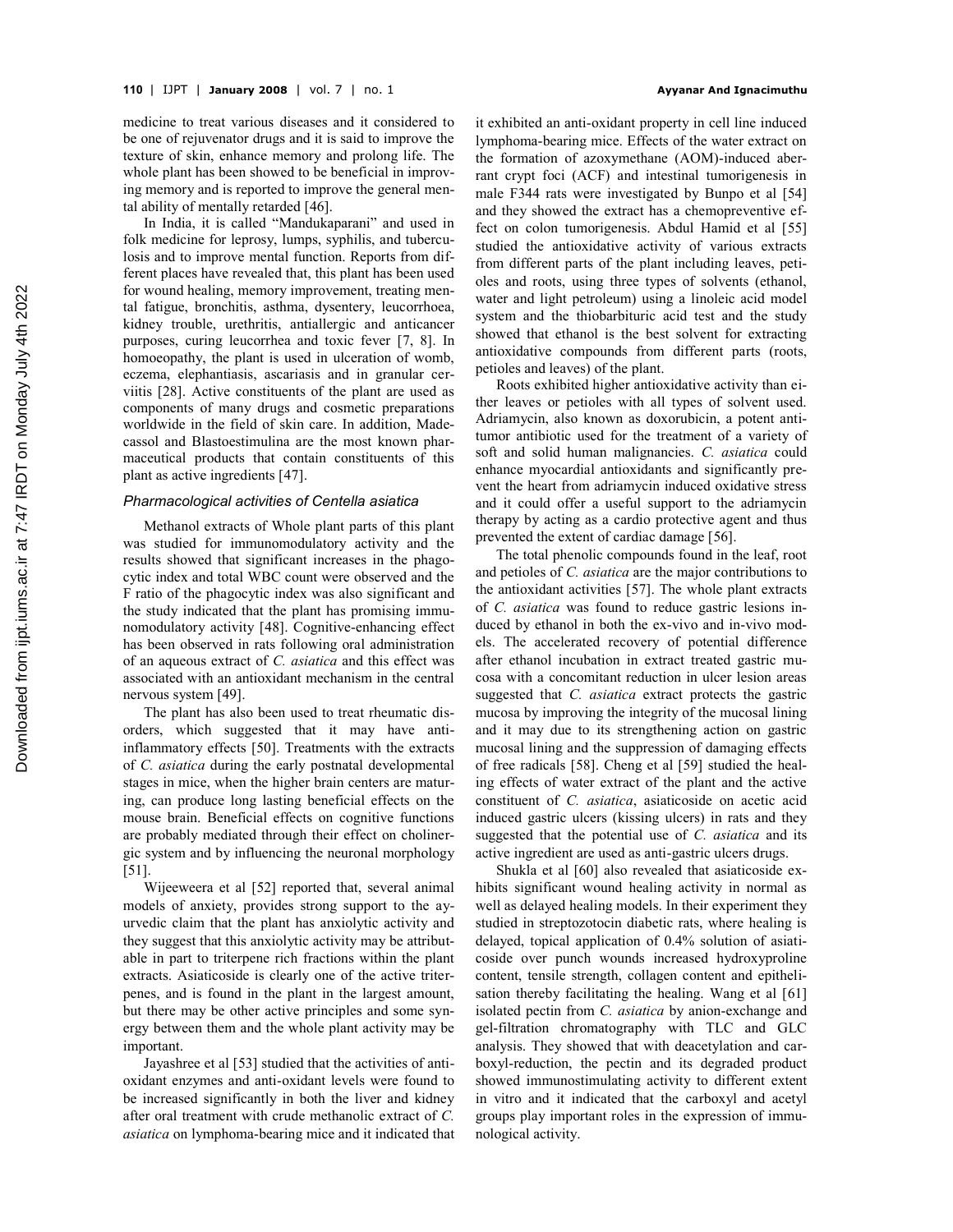medicine to treat various diseases and it considered to be one of rejuvenator drugs and it is said to improve the texture of skin, enhance memory and prolong life. The whole plant has been showed to be beneficial in improving memory and is reported to improve the general mental ability of mentally retarded [46].

In India, it is called "Mandukaparani" and used in folk medicine for leprosy, lumps, syphilis, and tuberculosis and to improve mental function. Reports from different places have revealed that, this plant has been used for wound healing, memory improvement, treating mental fatigue, bronchitis, asthma, dysentery, leucorrhoea, kidney trouble, urethritis, antiallergic and anticancer purposes, curing leucorrhea and toxic fever [7, 8]. In homoeopathy, the plant is used in ulceration of womb, eczema, elephantiasis, ascariasis and in granular cerviitis [28]. Active constituents of the plant are used as components of many drugs and cosmetic preparations worldwide in the field of skin care. In addition, Madecassol and Blastoestimulina are the most known pharmaceutical products that contain constituents of this plant as active ingredients [47].

### *Pharmacological activities of Centella asiatica*

Methanol extracts of Whole plant parts of this plant was studied for immunomodulatory activity and the results showed that significant increases in the phagocytic index and total WBC count were observed and the F ratio of the phagocytic index was also significant and the study indicated that the plant has promising immunomodulatory activity [48]. Cognitive-enhancing effect has been observed in rats following oral administration of an aqueous extract of *C. asiatica* and this effect was associated with an antioxidant mechanism in the central nervous system [49].

The plant has also been used to treat rheumatic disorders, which suggested that it may have anti-inflammatory effects [50]. Treatments with the extracts of *C. asiatica* during the early postnatal developmental stages in mice, when the higher brain centers are maturing, can produce long lasting beneficial effects on the mouse brain. Beneficial effects on cognitive functions are probably mediated through their effect on cholinergic system and by influencing the neuronal morphology [51].

Wijeeweera et al [52] reported that, several animal models of anxiety, provides strong support to the ayurvedic claim that the plant has anxiolytic activity and they suggest that this anxiolytic activity may be attributable in part to triterpene rich fractions within the plant extracts. Asiaticoside is clearly one of the active triterpenes, and is found in the plant in the largest amount, but there may be other active principles and some synergy between them and the whole plant activity may be important.

Jayashree et al [53] studied that the activities of antioxidant enzymes and anti-oxidant levels were found to be increased significantly in both the liver and kidney after oral treatment with crude methanolic extract of *C. asiatica* on lymphoma-bearing mice and it indicated that it exhibited an anti-oxidant property in cell line induced lymphoma-bearing mice. Effects of the water extract on the formation of azoxymethane (AOM)-induced aberrant crypt foci (ACF) and intestinal tumorigenesis in male F344 rats were investigated by Bunpo et al [54] and they showed the extract has a chemopreventive effect on colon tumorigenesis. Abdul Hamid et al [55] studied the antioxidative activity of various extracts from different parts of the plant including leaves, petioles and roots, using three types of solvents (ethanol, water and light petroleum) using a linoleic acid model system and the thiobarbituric acid test and the study showed that ethanol is the best solvent for extracting antioxidative compounds from different parts (roots, petioles and leaves) of the plant.

Roots exhibited higher antioxidative activity than either leaves or petioles with all types of solvent used. Adriamycin, also known as doxorubicin, a potent antitumor antibiotic used for the treatment of a variety of soft and solid human malignancies. *C. asiatica* could enhance myocardial antioxidants and significantly prevent the heart from adriamycin induced oxidative stress and it could offer a useful support to the adriamycin therapy by acting as a cardio protective agent and thus prevented the extent of cardiac damage [56].

The total phenolic compounds found in the leaf, root and petioles of *C. asiatica* are the major contributions to the antioxidant activities [57]. The whole plant extracts of *C. asiatica* was found to reduce gastric lesions induced by ethanol in both the ex-vivo and in-vivo models. The accelerated recovery of potential difference after ethanol incubation in extract treated gastric mucosa with a concomitant reduction in ulcer lesion areas suggested that *C. asiatica* extract protects the gastric mucosa by improving the integrity of the mucosal lining and it may due to its strengthening action on gastric mucosal lining and the suppression of damaging effects of free radicals [58]. Cheng et al [59] studied the healing effects of water extract of the plant and the active constituent of *C. asiatica*, asiaticoside on acetic acid induced gastric ulcers (kissing ulcers) in rats and they suggested that the potential use of *C. asiatica* and its active ingredient are used as anti-gastric ulcers drugs.

Shukla et al [60] also revealed that asiaticoside exhibits significant wound healing activity in normal as well as delayed healing models. In their experiment they studied in streptozotocin diabetic rats, where healing is delayed, topical application of 0.4% solution of asiaticoside over punch wounds increased hydroxyproline content, tensile strength, collagen content and epithelisation thereby facilitating the healing. Wang et al [61] isolated pectin from *C. asiatica* by anion-exchange and gel-filtration chromatography with TLC and GLC analysis. They showed that with deacetylation and carboxyl-reduction, the pectin and its degraded product showed immunostimulating activity to different extent in vitro and it indicated that the carboxyl and acetyl groups play important roles in the expression of immunological activity.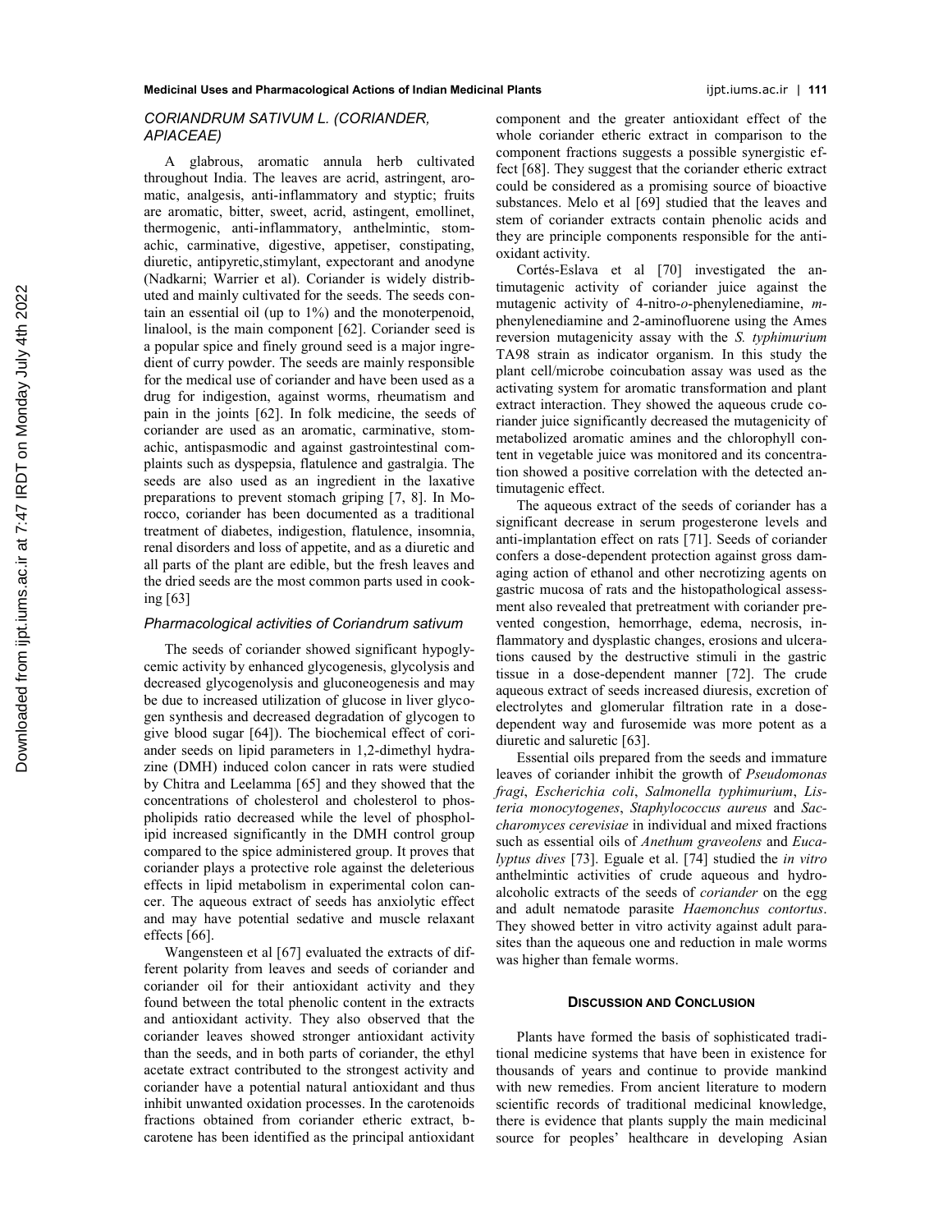## *CORIANDRUM SATIVUM L. (CORIANDER, APIACEAE)*

A glabrous, aromatic annula herb cultivated throughout India. The leaves are acrid, astringent, aromatic, analgesis, anti-inflammatory and styptic; fruits are aromatic, bitter, sweet, acrid, astingent, emollinet, thermogenic, anti-inflammatory, anthelmintic, stomachic, carminative, digestive, appetiser, constipating, diuretic, antipyretic,stimylant, expectorant and anodyne (Nadkarni; Warrier et al). Coriander is widely distributed and mainly cultivated for the seeds. The seeds contain an essential oil (up to 1%) and the monoterpenoid, linalool, is the main component [62]. Coriander seed is a popular spice and finely ground seed is a major ingredient of curry powder. The seeds are mainly responsible for the medical use of coriander and have been used as a drug for indigestion, against worms, rheumatism and pain in the joints [62]. In folk medicine, the seeds of coriander are used as an aromatic, carminative, stomachic, antispasmodic and against gastrointestinal complaints such as dyspepsia, flatulence and gastralgia. The seeds are also used as an ingredient in the laxative preparations to prevent stomach griping [7, 8]. In Morocco, coriander has been documented as a traditional treatment of diabetes, indigestion, flatulence, insomnia, renal disorders and loss of appetite, and as a diuretic and all parts of the plant are edible, but the fresh leaves and the dried seeds are the most common parts used in cooking [63]

### *Pharmacological activities of Coriandrum sativum*

The seeds of coriander showed significant hypoglycemic activity by enhanced glycogenesis, glycolysis and decreased glycogenolysis and gluconeogenesis and may be due to increased utilization of glucose in liver glycogen synthesis and decreased degradation of glycogen to give blood sugar [64]). The biochemical effect of coriander seeds on lipid parameters in 1,2-dimethyl hydrazine (DMH) induced colon cancer in rats were studied by Chitra and Leelamma [65] and they showed that the concentrations of cholesterol and cholesterol to phospholipids ratio decreased while the level of phospholipid increased significantly in the DMH control group compared to the spice administered group. It proves that coriander plays a protective role against the deleterious effects in lipid metabolism in experimental colon cancer. The aqueous extract of seeds has anxiolytic effect and may have potential sedative and muscle relaxant effects [66].

Wangensteen et al [67] evaluated the extracts of different polarity from leaves and seeds of coriander and coriander oil for their antioxidant activity and they found between the total phenolic content in the extracts and antioxidant activity. They also observed that the coriander leaves showed stronger antioxidant activity than the seeds, and in both parts of coriander, the ethyl acetate extract contributed to the strongest activity and coriander have a potential natural antioxidant and thus inhibit unwanted oxidation processes. In the carotenoids fractions obtained from coriander etheric extract, b-carotene has been identified as the principal antioxidant component and the greater antioxidant effect of the whole coriander etheric extract in comparison to the component fractions suggests a possible synergistic effect [68]. They suggest that the coriander etheric extract could be considered as a promising source of bioactive substances. Melo et al [69] studied that the leaves and stem of coriander extracts contain phenolic acids and they are principle components responsible for the antioxidant activity.

Cortés-Eslava et al [70] investigated the antimutagenic activity of coriander juice against the mutagenic activity of 4-nitro-*o*-phenylenediamine, *m*-phenylenediamine and 2-aminofluorene using the Ames reversion mutagenicity assay with the *S. typhimurium* TA98 strain as indicator organism. In this study the plant cell/microbe coincubation assay was used as the activating system for aromatic transformation and plant extract interaction. They showed the aqueous crude coriander juice significantly decreased the mutagenicity of metabolized aromatic amines and the chlorophyll content in vegetable juice was monitored and its concentration showed a positive correlation with the detected antimutagenic effect.

The aqueous extract of the seeds of coriander has a significant decrease in serum progesterone levels and anti-implantation effect on rats [71]. Seeds of coriander confers a dose-dependent protection against gross damaging action of ethanol and other necrotizing agents on gastric mucosa of rats and the histopathological assessment also revealed that pretreatment with coriander prevented congestion, hemorrhage, edema, necrosis, inflammatory and dysplastic changes, erosions and ulcerations caused by the destructive stimuli in the gastric tissue in a dose-dependent manner [72]. The crude aqueous extract of seeds increased diuresis, excretion of electrolytes and glomerular filtration rate in a dose-dependent way and furosemide was more potent as a diuretic and saluretic [63].

Essential oils prepared from the seeds and immature leaves of coriander inhibit the growth of *Pseudomonas fragi*, *Escherichia coli*, *Salmonella typhimurium*, *Listeria monocytogenes*, *Staphylococcus aureus* and *Saccharomyces cerevisiae* in individual and mixed fractions such as essential oils of *Anethum graveolens* and *Eucalyptus dives* [73]. Eguale et al. [74] studied the *in vitro* anthelmintic activities of crude aqueous and hydro-alcoholic extracts of the seeds of *coriander* on the egg and adult nematode parasite *Haemonchus contortus*. They showed better in vitro activity against adult parasites than the aqueous one and reduction in male worms was higher than female worms.

## DISCUSSION AND CONCLUSION

Plants have formed the basis of sophisticated traditional medicine systems that have been in existence for thousands of years and continue to provide mankind with new remedies. From ancient literature to modern scientific records of traditional medicinal knowledge, there is evidence that plants supply the main medicinal source for peoples' healthcare in developing Asian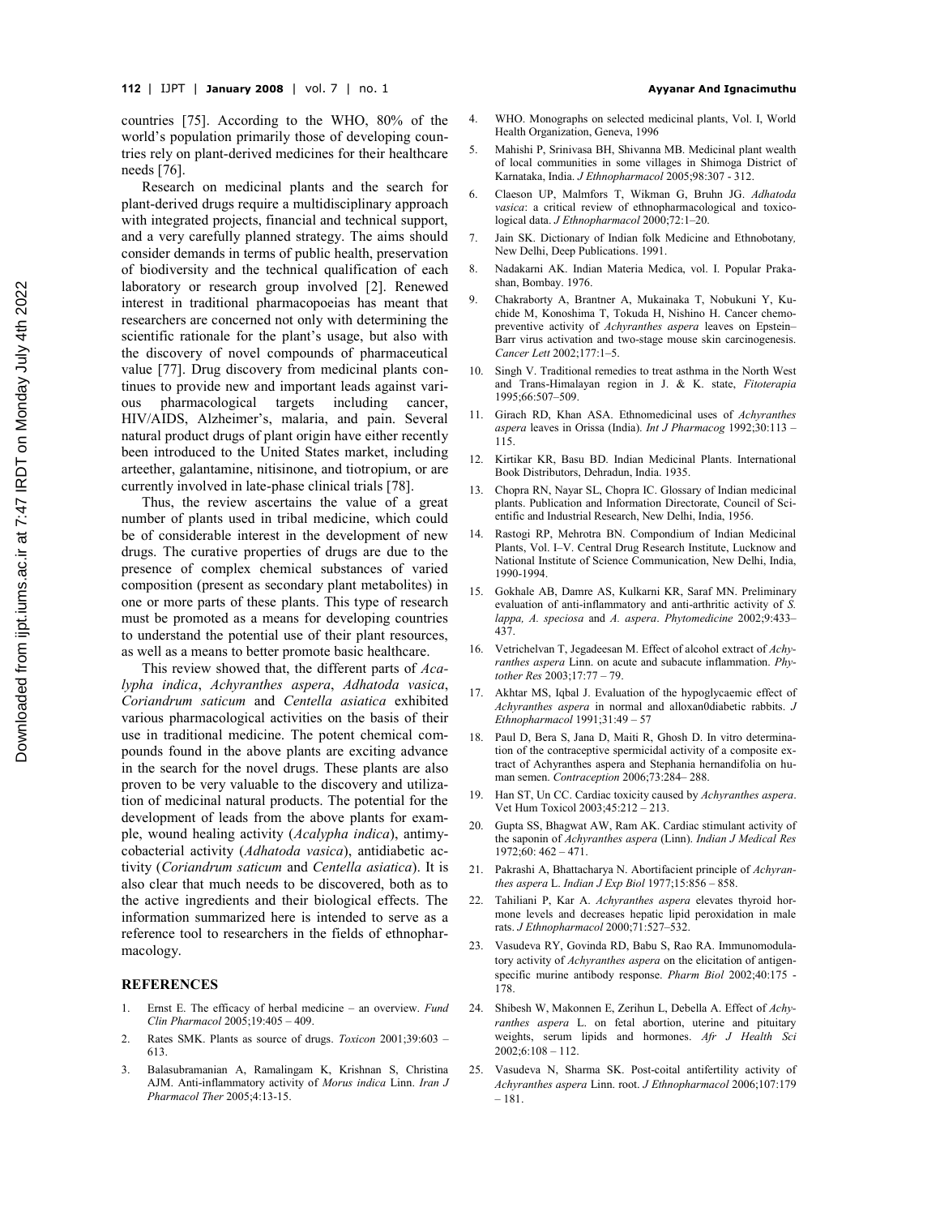countries [75]. According to the WHO, 80% of the world's population primarily those of developing countries rely on plant-derived medicines for their healthcare needs [76].

Research on medicinal plants and the search for plant-derived drugs require a multidisciplinary approach with integrated projects, financial and technical support, and a very carefully planned strategy. The aims should consider demands in terms of public health, preservation of biodiversity and the technical qualification of each laboratory or research group involved [2]. Renewed interest in traditional pharmacopoeias has meant that researchers are concerned not only with determining the scientific rationale for the plant's usage, but also with the discovery of novel compounds of pharmaceutical value [77]. Drug discovery from medicinal plants continues to provide new and important leads against various pharmacological targets including cancer, HIV/AIDS, Alzheimer's, malaria, and pain. Several natural product drugs of plant origin have either recently been introduced to the United States market, including arteether, galantamine, nitisinone, and tiotropium, or are currently involved in late-phase clinical trials [78].

Thus, the review ascertains the value of a great number of plants used in tribal medicine, which could be of considerable interest in the development of new drugs. The curative properties of drugs are due to the presence of complex chemical substances of varied composition (present as secondary plant metabolites) in one or more parts of these plants. This type of research must be promoted as a means for developing countries to understand the potential use of their plant resources, as well as a means to better promote basic healthcare.

This review showed that, the different parts of *Acalypha indica*, *Achyranthes aspera*, *Adhatoda vasica*, *Coriandrum saticum* and *Centella asiatica* exhibited various pharmacological activities on the basis of their use in traditional medicine. The potent chemical compounds found in the above plants are exciting advance in the search for the novel drugs. These plants are also proven to be very valuable to the discovery and utilization of medicinal natural products. The potential for the development of leads from the above plants for example, wound healing activity (*Acalypha indica*), antimycobacterial activity (*Adhatoda vasica*), antidiabetic activity (*Coriandrum saticum* and *Centella asiatica*). It is also clear that much needs to be discovered, both as to the active ingredients and their biological effects. The information summarized here is intended to serve as a reference tool to researchers in the fields of ethnopharmacology.

## REFERENCES

1. Ernst E. The efficacy of herbal medicine – an overview. *Fund Clin Pharmacol* 2005;19:405 – 409.
2. Rates SMK. Plants as source of drugs. *Toxicon* 2001;39:603 – 613.
3. Balasubramanian A, Ramalingam K, Krishnan S, Christina AJM. Anti-inflammatory activity of *Morus indica* Linn. *Iran J Pharmacol Ther* 2005;4:13-15.
4. WHO. Monographs on selected medicinal plants, Vol. I, World Health Organization, Geneva, 1996
5. Mahishi P, Srinivasa BH, Shivanna MB. Medicinal plant wealth of local communities in some villages in Shimoga District of Karnataka, India. *J Ethnopharmacol* 2005;98:307 - 312.
6. Claeson UP, Malmfors T, Wikman G, Bruhn JG. *Adhatoda vasica*: a critical review of ethnopharmacological and toxicological data. *J Ethnopharmacol* 2000;72:1–20.
7. Jain SK. Dictionary of Indian folk Medicine and Ethnobotany, New Delhi, Deep Publications. 1991.
8. Nadakarni AK. Indian Materia Medica, vol. I. Popular Prakashan, Bombay. 1976.
9. Chakraborty A, Brantner A, Mukainaka T, Nobukuni Y, Kuchide M, Konoshima T, Tokuda H, Nishino H. Cancer chemopreventive activity of *Achyranthes aspera* leaves on Epstein–Barr virus activation and two-stage mouse skin carcinogenesis. *Cancer Lett* 2002;177:1–5.
10. Singh V. Traditional remedies to treat asthma in the North West and Trans-Himalayan region in J. & K. state, *Fitoterapia* 1995;66:507–509.
11. Girach RD, Khan ASA. Ethnomedicinal uses of *Achyranthes aspera* leaves in Orissa (India). *Int J Pharmacog* 1992;30:113 – 115.
12. Kirtikar KR, Basu BD. Indian Medicinal Plants. International Book Distributors, Dehradun, India. 1935.
13. Chopra RN, Nayar SL, Chopra IC. Glossary of Indian medicinal plants. Publication and Information Directorate, Council of Scientific and Industrial Research, New Delhi, India, 1956.
14. Rastogi RP, Mehrotra BN. Compondium of Indian Medicinal Plants, Vol. I–V. Central Drug Research Institute, Lucknow and National Institute of Science Communication, New Delhi, India, 1990-1994.
15. Gokhale AB, Damre AS, Kulkarni KR, Saraf MN. Preliminary evaluation of anti-inflammatory and anti-arthritic activity of *S. lappa, A. speciosa* and *A. aspera*. *Phytomedicine* 2002;9:433–437.
16. Vetrichelvan T, Jegadeesan M. Effect of alcohol extract of *Achyranthes aspera* Linn. on acute and subacute inflammation. *Phytother Res* 2003;17:77 – 79.
17. Akhtar MS, Iqbal J. Evaluation of the hypoglycaemic effect of *Achyranthes aspera* in normal and alloxan0diabetic rabbits. *J Ethnopharmacol* 1991;31:49 – 57
18. Paul D, Bera S, Jana D, Maiti R, Ghosh D. In vitro determination of the contraceptive spermicidal activity of a composite extract of Achyranthes aspera and Stephania hernandifolia on human semen. *Contraception* 2006;73:284– 288.
19. Han ST, Un CC. Cardiac toxicity caused by *Achyranthes aspera*. Vet Hum Toxicol 2003;45:212 – 213.
20. Gupta SS, Bhagwat AW, Ram AK. Cardiac stimulant activity of the saponin of *Achyranthes aspera* (Linn). *Indian J Medical Res* 1972;60: 462 – 471.
21. Pakrashi A, Bhattacharya N. Abortifacient principle of *Achyranthes aspera* L. *Indian J Exp Biol* 1977;15:856 – 858.
22. Tahiliani P, Kar A. *Achyranthes aspera* elevates thyroid hormone levels and decreases hepatic lipid peroxidation in male rats. *J Ethnopharmacol* 2000;71:527–532.
23. Vasudeva RY, Govinda RD, Babu S, Rao RA. Immunomodulatory activity of *Achyranthes aspera* on the elicitation of antigen-specific murine antibody response. *Pharm Biol* 2002;40:175 - 178.
24. Shibesh W, Makonnen E, Zerihun L, Debella A. Effect of *Achyranthes aspera* L. on fetal abortion, uterine and pituitary weights, serum lipids and hormones. *Afr J Health Sci* 2002;6:108 – 112.
25. Vasudeva N, Sharma SK. Post-coital antifertility activity of *Achyranthes aspera* Linn. root. *J Ethnopharmacol* 2006;107:179 – 181.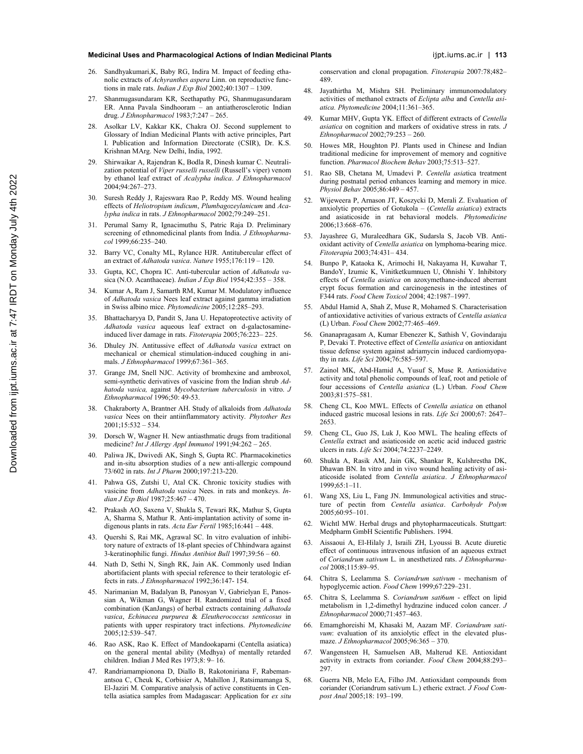26. Sandhyakumari,K, Baby RG, Indira M. Impact of feeding ethanolic extracts of *Achyranthes aspera* Linn. on reproductive functions in male rats. *Indian J Exp Biol* 2002;40:1307 – 1309.
27. Shanmugasundaram KR, Seethapathy PG, Shanmugasundaram ER. Anna Pavala Sindhooram – an antiatherosclerotic Indian drug. *J Ethnopharmacol* 1983;7:247 – 265.
28. Asolkar LV, Kakkar KK, Chakra OJ. Second supplement to Glossary of Indian Medicinal Plants with active principles, Part I. Publication and Information Directorate (CSIR), Dr. K.S. Krishnan MArg. New Delhi, India, 1992.
29. Shirwaikar A, Rajendran K, Bodla R, Dinesh kumar C. Neutralization potential of *Viper russelli russelli* (Russell's viper) venom by ethanol leaf extract of *Acalypha indica*. *J Ethnopharmacol* 2004;94:267–273.
30. Suresh Reddy J, Rajeswara Rao P, Reddy MS. Wound healing effects of *Heliotropium indicum*, *Plumbagozeylanicum* and *Acalypha indica* in rats. *J Ethnopharmacol* 2002;79:249–251.
31. Perumal Samy R, Ignacimuthu S, Patric Raja D. Preliminary screening of ethnomedicinal plants from India. *J Ethnopharmacol* 1999;66:235–240.
32. Barry VC, Conalty ML, Rylance HJR. Antitubercular effect of an extract of *Adhatoda vasica*. *Nature* 1955;176:119 – 120.
33. Gupta, KC, Chopra IC. Anti-tubercular action of *Adhatoda vasica* (N.O. Acanthaceae). *Indian J Exp Biol* 1954;42:355 – 358.
34. Kumar A, Ram J, Samarth RM, Kumar M. Modulatory influence of *Adhatoda vasica* Nees leaf extract against gamma irradiation in Swiss albino mice. *Phytomedicine* 2005;12:285–293.
35. Bhattacharyya D, Pandit S, Jana U. Hepatoprotective activity of *Adhatoda vasica* aqueous leaf extract on d-galactosamine-induced liver damage in rats. *Fitoterapia* 2005;76:223– 225.
36. Dhuley JN. Antitussive effect of *Adhatoda vasica* extract on mechanical or chemical stimulation-induced coughing in animals. *J Ethnopharmacol* 1999;67:361–365.
37. Grange JM, Snell NJC. Activity of bromhexine and ambroxol, semi-synthetic derivatives of vasicine from the Indian shrub *Adhatoda vasica,* against *Mycobacterium tuberculosis* in vitro. *J Ethnopharmacol* 1996;50: 49-53.
38. Chakraborty A, Brantner AH. Study of alkaloids from *Adhatoda vasica* Nees on their antiinflammatory activity. *Phytother Res* 2001;15:532 – 534.
39. Dorsch W, Wagner H. New antiasthmatic drugs from traditional medicine? *Int J Allergy Appl Immunol* 1991;94:262 – 265.
40. Paliwa JK, Dwivedi AK, Singh S, Gupta RC. Pharmacokinetics and in-situ absorption studies of a new anti-allergic compound 73/602 in rats. *Int J Pharm* 2000;197:213-220.
41. Pahwa GS, Zutshi U, Atal CK. Chronic toxicity studies with vasicine from *Adhatoda vasica* Nees. in rats and monkeys. *Indian J Exp Biol* 1987;25:467 – 470.
42. Prakash AO, Saxena V, Shukla S, Tewari RK, Mathur S, Gupta A, Sharma S, Mathur R. Anti-implantation activity of some indigenous plants in rats. *Acta Eur Fertil* 1985;16:441 – 448.
43. Quershi S, Rai MK, Agrawal SC. In vitro evaluation of inhibitory nature of extracts of 18-plant species of Chhindwara against 3-keratinophilic fungi. *Hindus Antibiot Bull* 1997;39:56 – 60.
44. Nath D, Sethi N, Singh RK, Jain AK. Commonly used Indian abortifacient plants with special reference to their teratologic effects in rats. *J Ethnopharmacol* 1992;36:147- 154.
45. Narimanian M, Badalyan B, Panosyan V, Gabrielyan E, Panossian A, Wikman G, Wagner H. Randomized trial of a fixed combination (KanJangs) of herbal extracts containing *Adhatoda vasica*, *Echinacea purpurea* & *Eleutherococcus senticosus* in patients with upper respiratory tract infections. *Phytomedicine* 2005;12:539–547.
46. Rao ASK, Rao K. Effect of Mandookaparni (Centella asiatica) on the general mental ability (Medhya) of mentally retarded children. Indian J Med Res 1973;8: 9– 16.
47. Randriamampionona D, Diallo B, Rakotoniriana F, Rabemanantsoa C, Cheuk K, Corbisier A, Mahillon J, Ratsimamanga S, El-Jaziri M. Comparative analysis of active constituents in Centella asiatica samples from Madagascar: Application for *ex situ* conservation and clonal propagation. *Fitoterapia* 2007:78;482–489.
48. Jayathirtha M, Mishra SH. Preliminary immunomodulatory activities of methanol extracts of *Eclipta alba* and *Centella asiatica. Phytomedicine* 2004;11:361–365.
49. Kumar MHV, Gupta YK. Effect of different extracts of *Centella asiatica* on cognition and markers of oxidative stress in rats. *J Ethnopharmacol* 2002;79:253 – 260.
50. Howes MR, Houghton PJ. Plants used in Chinese and Indian traditional medicine for improvement of memory and cognitive function. *Pharmacol Biochem Behav* 2003;75:513–527.
51. Rao SB, Chetana M, Umadevi P. *Centella asiat*ica treatment during postnatal period enhances learning and memory in mice. *Physiol Behav* 2005;86:449 – 457.
52. Wijeweera P, Arnason JT, Koszycki D, Merali Z. Evaluation of anxiolytic properties of Gotukola – (*Centella asiatica*) extracts and asiaticoside in rat behavioral models. *Phytomedicine* 2006;13:668–676.
53. Jayashree G, Muraleedhara GK, Sudarsla S, Jacob VB. Antioxidant activity of *Centella asiatica* on lymphoma-bearing mice. *Fitoterapia* 2003;74:431– 434.
54. Bunpo P, Kataoka K, Arimochi H, Nakayama H, Kuwahar T, BandoY, Izumic K, Vinitketkumnuen U, Ohnishi Y. Inhibitory effects of *Centella asiatica* on azoxymethane-induced aberrant crypt focus formation and carcinogenesis in the intestines of F344 rats. *Food Chem Toxicol* 2004; 42:1987–1997.
55. Abdul Hamid A, Shah Z, Muse R, Mohamed S. Characterisation of antioxidative activities of various extracts of *Centella asiatica* (L) Urban. *Food Chem* 2002;77:465–469.
56. Gnanapragasam A, Kumar Ebenezer K, Sathish V, Govindaraju P, Devaki T. Protective effect of *Centella asiatica* on antioxidant tissue defense system against adriamycin induced cardiomyopathy in rats. *Life Sci* 2004;76:585–597.
57. Zainol MK, Abd-Hamid A, Yusuf S, Muse R. Antioxidative activity and total phenolic compounds of leaf, root and petiole of four accessions of *Centella asiatica* (L.) Urban. *Food Chem* 2003;81:575–581.
58. Cheng CL, Koo MWL. Effects of *Centella asiatica* on ethanol induced gastric mucosal lesions in rats. *Life Sci* 2000;67: 2647–2653.
59. Cheng CL, Guo JS, Luk J, Koo MWL. The healing effects of *Centella* extract and asiaticoside on acetic acid induced gastric ulcers in rats. *Life Sci* 2004;74:2237–2249.
60. Shukla A, Rasik AM, Jain GK, Shankar R, Kulshrestha DK, Dhawan BN. In vitro and in vivo wound healing activity of asiaticoside isolated from *Centella asiatica*. *J Ethnopharmacol* 1999;65:1–11.
61. Wang XS, Liu L, Fang JN. Immunological activities and structure of pectin from *Centella asiatica*. *Carbohydr Polym* 2005;60:95–101.
62. Wichtl MW. Herbal drugs and phytopharmaceuticals. Stuttgart: Medpharm GmbH Scientific Publishers. 1994.
63. Aissaoui A, El-Hilaly J, Israili ZH, Lyoussi B. Acute diuretic effect of continuous intravenous infusion of an aqueous extract of *Coriandrum sativum* L. in anesthetized rats. *J Ethnopharmacol* 2008;115:89–95.
64. Chitra S, Leelamma S. *Coriandrum sativum* - mechanism of hypoglycemic action. *Food Chem* 1999;67:229–231.
65. Chitra S, Leelamma S. *Coriandrum sati6um* - effect on lipid metabolism in 1,2-dimethyl hydrazine induced colon cancer. *J Ethnopharmacol* 2000;71:457–463.
66. Emamghoreishi M, Khasaki M, Aazam MF. *Coriandrum sativum*: evaluation of its anxiolytic effect in the elevated plus-maze. *J Ethnopharmacol* 2005;96:365 – 370.
67. Wangensteen H, Samuelsen AB, Malterud KE. Antioxidant activity in extracts from coriander. *Food Chem* 2004;88:293–297.
68. Guerra NB, Melo EA, Filho JM. Antioxidant compounds from coriander (Coriandrum sativum L.) etheric extract. *J Food Compost Anal* 2005;18: 193–199.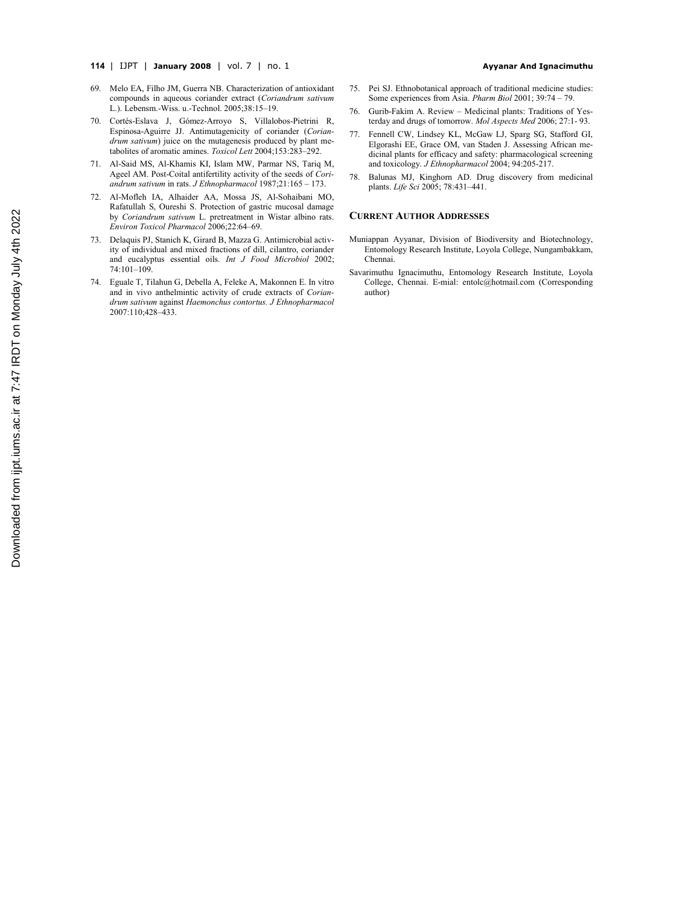69. Melo EA, Filho JM, Guerra NB. Characterization of antioxidant compounds in aqueous coriander extract (*Coriandrum sativum* L.). Lebensm.-Wiss. u.-Technol. 2005;38:15–19.

70. Cortés-Eslava J, Gómez-Arroyo S, Villalobos-Pietrini R, Espinosa-Aguirre JJ. Antimutagenicity of coriander (*Coriandrum sativum*) juice on the mutagenesis produced by plant metabolites of aromatic amines. *Toxicol Lett* 2004;153:283–292.

71. Al-Said MS, Al-Khamis KI, Islam MW, Parmar NS, Tariq M, Ageel AM. Post-Coital antifertility activity of the seeds of *Coriandrum sativum* in rats. *J Ethnopharmacol* 1987;21:165 – 173.

72. Al-Mofleh IA, Alhaider AA, Mossa JS, Al-Sohaibani MO, Rafatullah S, Oureshi S. Protection of gastric mucosal damage by *Coriandrum sativum* L. pretreatment in Wistar albino rats. *Environ Toxicol Pharmacol* 2006;22:64–69.

73. Delaquis PJ, Stanich K, Girard B, Mazza G. Antimicrobial activity of individual and mixed fractions of dill, cilantro, coriander and eucalyptus essential oils. *Int J Food Microbiol* 2002; 74:101–109.

74. Eguale T, Tilahun G, Debella A, Feleke A, Makonnen E. In vitro and in vivo anthelmintic activity of crude extracts of *Coriandrum sativum* against *Haemonchus contortus*. *J Ethnopharmacol* 2007:110;428–433.

75. Pei SJ. Ethnobotanical approach of traditional medicine studies: Some experiences from Asia. *Pharm Biol* 2001; 39:74 – 79.

76. Gurib-Fakim A. Review – Medicinal plants: Traditions of Yesterday and drugs of tomorrow. *Mol Aspects Med* 2006; 27:1- 93.

77. Fennell CW, Lindsey KL, McGaw LJ, Sparg SG, Stafford GI, Elgorashi EE, Grace OM, van Staden J. Assessing African medicinal plants for efficacy and safety: pharmacological screening and toxicology. *J Ethnopharmacol* 2004; 94:205-217.

78. Balunas MJ, Kinghorn AD. Drug discovery from medicinal plants. *Life Sci* 2005; 78:431–441.

## Current Author Addresses

Muniappan Ayyanar, Division of Biodiversity and Biotechnology, Entomology Research Institute, Loyola College, Nungambakkam, Chennai.

Savarimuthu Ignacimuthu, Entomology Research Institute, Loyola College, Chennai. E-mial: entolc@hotmail.com (Corresponding author)